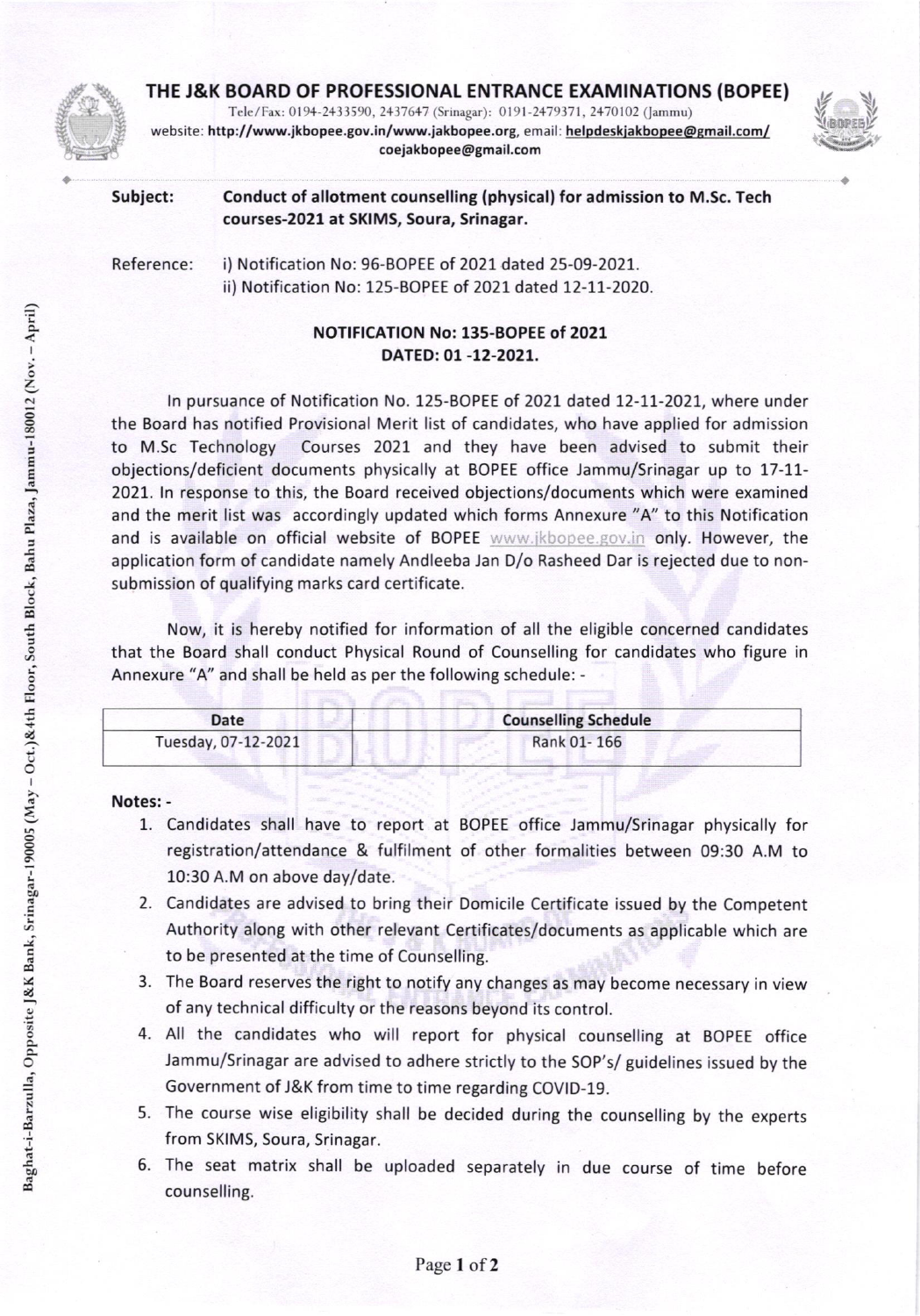# THE J&K BOARD OF PROFESSIONAL ENTRANCE EXAMINATIONS (BOPEE)

Tele/Fax: 0194-2433590, 2437647 (Srinagar): 0191-2479371, 2470102 (Jammu)
website: http://www.jkbopee.gov.in/www.jakbopee.org, email: helpdeskjakbopee@gmail.com/ coejakbopee@gmail.com

Baghat-i-Barzulla, Opposite J&K Bank, Srinagar-190005 (May – Oct.)&4th Floor, South Block, Bahu Plaza, Jammu-180012 (Nov. – April)

**Subject:** **Conduct of allotment counselling (physical) for admission to M.Sc. Tech courses-2021 at SKIMS, Soura, Srinagar.**

Reference: i) Notification No: 96-BOPEE of 2021 dated 25-09-2021.
ii) Notification No: 125-BOPEE of 2021 dated 12-11-2020.

**NOTIFICATION No: 135-BOPEE of 2021**
**DATED: 01 -12-2021.**

In pursuance of Notification No. 125-BOPEE of 2021 dated 12-11-2021, where under the Board has notified Provisional Merit list of candidates, who have applied for admission to M.Sc Technology Courses 2021 and they have been advised to submit their objections/deficient documents physically at BOPEE office Jammu/Srinagar up to 17-11-2021. In response to this, the Board received objections/documents which were examined and the merit list was accordingly updated which forms Annexure "A" to this Notification and is available on official website of BOPEE www.jkbopee.gov.in only. However, the application form of candidate namely Andleeba Jan D/o Rasheed Dar is rejected due to non-submission of qualifying marks card certificate.

Now, it is hereby notified for information of all the eligible concerned candidates that the Board shall conduct Physical Round of Counselling for candidates who figure in Annexure "A" and shall be held as per the following schedule: -

| Date | Counselling Schedule |
| --- | --- |
| Tuesday, 07-12-2021 | Rank 01- 166 |

**Notes: -**

1. Candidates shall have to report at BOPEE office Jammu/Srinagar physically for registration/attendance & fulfilment of other formalities between 09:30 A.M to 10:30 A.M on above day/date.
2. Candidates are advised to bring their Domicile Certificate issued by the Competent Authority along with other relevant Certificates/documents as applicable which are to be presented at the time of Counselling.
3. The Board reserves the right to notify any changes as may become necessary in view of any technical difficulty or the reasons beyond its control.
4. All the candidates who will report for physical counselling at BOPEE office Jammu/Srinagar are advised to adhere strictly to the SOP's/ guidelines issued by the Government of J&K from time to time regarding COVID-19.
5. The course wise eligibility shall be decided during the counselling by the experts from SKIMS, Soura, Srinagar.
6. The seat matrix shall be uploaded separately in due course of time before counselling.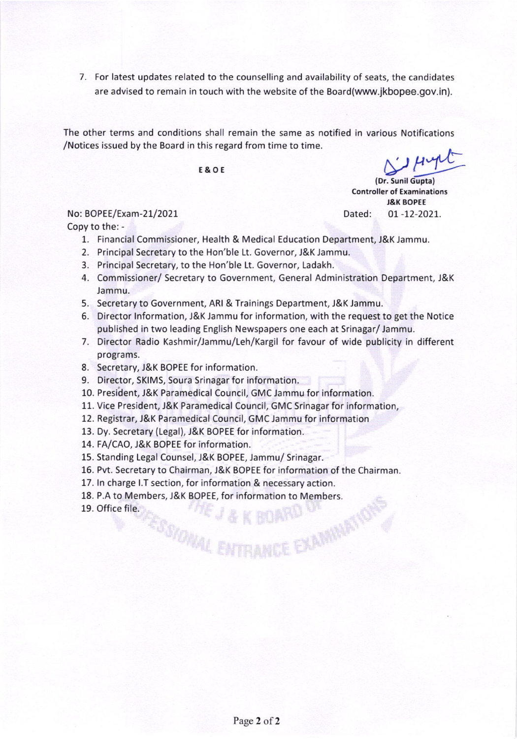7. For latest updates related to the counselling and availability of seats, the candidates are advised to remain in touch with the website of the Board(www.jkbopee.gov.in).

The other terms and conditions shall remain the same as notified in various Notifications /Notices issued by the Board in this regard from time to time.

**E & O E**

**(Dr. Sunil Gupta)**
**Controller of Examinations**
**J&K BOPEE**

No: BOPEE/Exam-21/2021 Dated: 01 -12-2021.

Copy to the: -

1. Financial Commissioner, Health & Medical Education Department, J&K Jammu.
2. Principal Secretary to the Hon'ble Lt. Governor, J&K Jammu.
3. Principal Secretary, to the Hon'ble Lt. Governor, Ladakh.
4. Commissioner/ Secretary to Government, General Administration Department, J&K Jammu.
5. Secretary to Government, ARI & Trainings Department, J&K Jammu.
6. Director Information, J&K Jammu for information, with the request to get the Notice published in two leading English Newspapers one each at Srinagar/ Jammu.
7. Director Radio Kashmir/Jammu/Leh/Kargil for favour of wide publicity in different programs.
8. Secretary, J&K BOPEE for information.
9. Director, SKIMS, Soura Srinagar for information.
10. President, J&K Paramedical Council, GMC Jammu for information.
11. Vice President, J&K Paramedical Council, GMC Srinagar for information,
12. Registrar, J&K Paramedical Council, GMC Jammu for information
13. Dy. Secretary (Legal), J&K BOPEE for information.
14. FA/CAO, J&K BOPEE for information.
15. Standing Legal Counsel, J&K BOPEE, Jammu/ Srinagar.
16. Pvt. Secretary to Chairman, J&K BOPEE for information of the Chairman.
17. In charge I.T section, for information & necessary action.
18. P.A to Members, J&K BOPEE, for information to Members.
19. Office file.